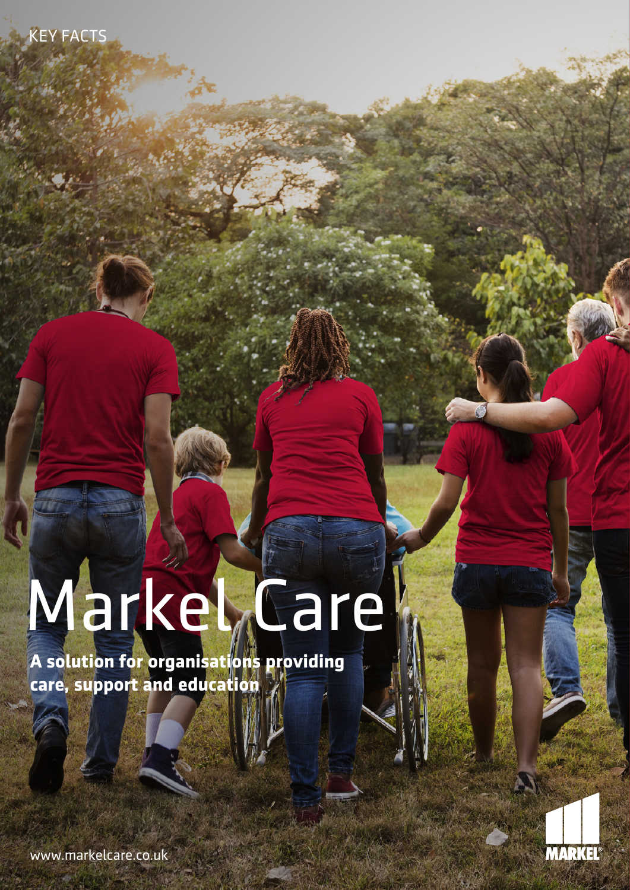KEY FACTS

# Markel Care

**A solution for organisations providing care, support and education**

www.markelcare.co.uk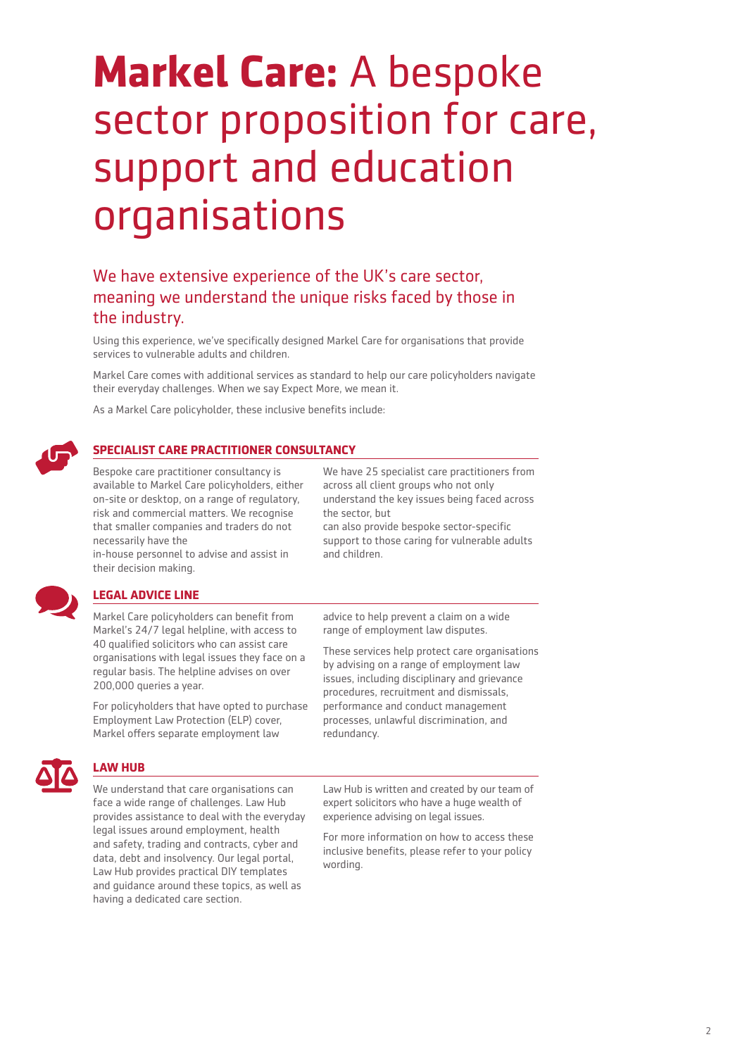# **Markel Care:** A bespoke sector proposition for care, support and education organisations

## We have extensive experience of the UK's care sector, meaning we understand the unique risks faced by those in the industry.

Using this experience, we've specifically designed Markel Care for organisations that provide services to vulnerable adults and children.

Markel Care comes with additional services as standard to help our care policyholders navigate their everyday challenges. When we say Expect More, we mean it.

As a Markel Care policyholder, these inclusive benefits include:

### SPECIALIST CARE PRACTITIONER CONSULTANCY

Bespoke care practitioner consultancy is available to Markel Care policyholders, either on-site or desktop, on a range of regulatory, risk and commercial matters. We recognise that smaller companies and traders do not necessarily have the in-house personnel to advise and assist in their decision making.

We have 25 specialist care practitioners from across all client groups who not only understand the key issues being faced across the sector, but can also provide bespoke sector-specific support to those caring for vulnerable adults and children.

### LEGAL ADVICE LINE

Markel Care policyholders can benefit from Markel's 24/7 legal helpline, with access to 40 qualified solicitors who can assist care organisations with legal issues they face on a regular basis. The helpline advises on over 200,000 queries a year.

For policyholders that have opted to purchase Employment Law Protection (ELP) cover, Markel offers separate employment law advice to help prevent a claim on a wide range of employment law disputes.

These services help protect care organisations by advising on a range of employment law issues, including disciplinary and grievance procedures, recruitment and dismissals, performance and conduct management processes, unlawful discrimination, and redundancy.

### LAW HUB

We understand that care organisations can face a wide range of challenges. Law Hub provides assistance to deal with the everyday legal issues around employment, health and safety, trading and contracts, cyber and data, debt and insolvency. Our legal portal, Law Hub provides practical DIY templates and guidance around these topics, as well as having a dedicated care section.

Law Hub is written and created by our team of expert solicitors who have a huge wealth of experience advising on legal issues.

For more information on how to access these inclusive benefits, please refer to your policy wording.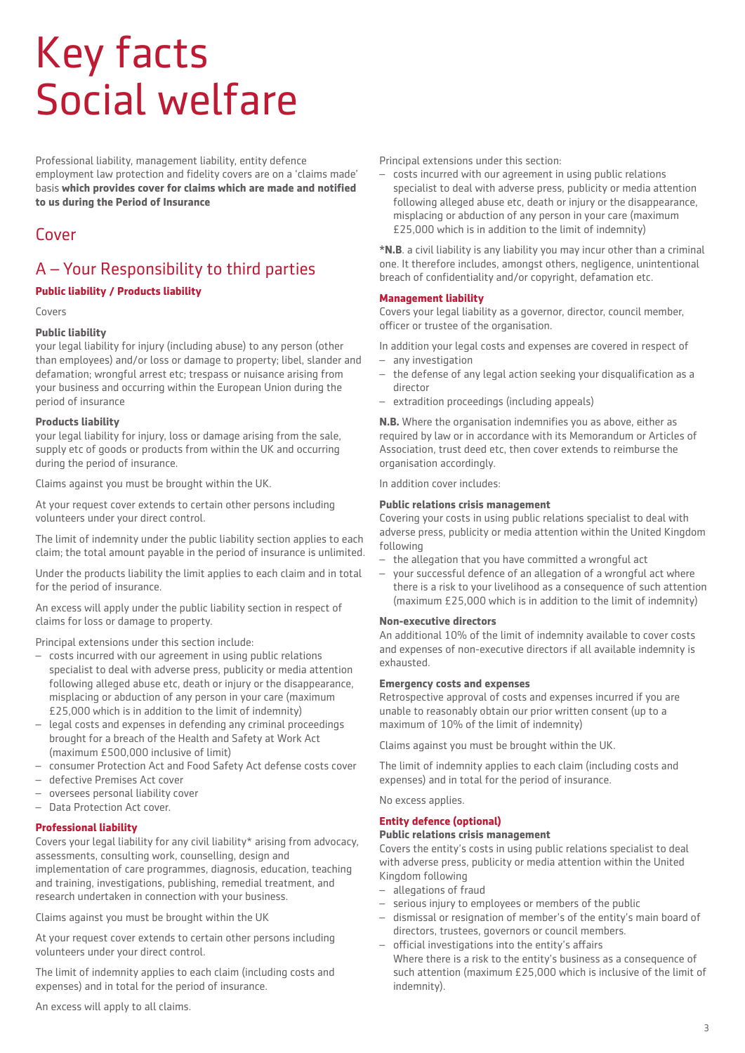# Key facts Social welfare

Professional liability, management liability, entity defence employment law protection and fidelity covers are on a 'claims made' basis **which provides cover for claims which are made and notified to us during the Period of Insurance**

## Cover

## A – Your Responsibility to third parties

### Public liability / Products liability

Covers

**Public liability**
your legal liability for injury (including abuse) to any person (other than employees) and/or loss or damage to property; libel, slander and defamation; wrongful arrest etc; trespass or nuisance arising from your business and occurring within the European Union during the period of insurance

**Products liability**
your legal liability for injury, loss or damage arising from the sale, supply etc of goods or products from within the UK and occurring during the period of insurance.

Claims against you must be brought within the UK.

At your request cover extends to certain other persons including volunteers under your direct control.

The limit of indemnity under the public liability section applies to each claim; the total amount payable in the period of insurance is unlimited.

Under the products liability the limit applies to each claim and in total for the period of insurance.

An excess will apply under the public liability section in respect of claims for loss or damage to property.

Principal extensions under this section include:

- costs incurred with our agreement in using public relations specialist to deal with adverse press, publicity or media attention following alleged abuse etc, death or injury or the disappearance, misplacing or abduction of any person in your care (maximum £25,000 which is in addition to the limit of indemnity)
- legal costs and expenses in defending any criminal proceedings brought for a breach of the Health and Safety at Work Act (maximum £500,000 inclusive of limit)
- consumer Protection Act and Food Safety Act defense costs cover
- defective Premises Act cover
- oversees personal liability cover
- Data Protection Act cover.

### Professional liability

Covers your legal liability for any civil liability* arising from advocacy, assessments, consulting work, counselling, design and implementation of care programmes, diagnosis, education, teaching and training, investigations, publishing, remedial treatment, and research undertaken in connection with your business.

Claims against you must be brought within the UK

At your request cover extends to certain other persons including volunteers under your direct control.

The limit of indemnity applies to each claim (including costs and expenses) and in total for the period of insurance.

An excess will apply to all claims.

Principal extensions under this section:

- costs incurred with our agreement in using public relations specialist to deal with adverse press, publicity or media attention following alleged abuse etc, death or injury or the disappearance, misplacing or abduction of any person in your care (maximum £25,000 which is in addition to the limit of indemnity)

***N.B**. a civil liability is any liability you may incur other than a criminal one. It therefore includes, amongst others, negligence, unintentional breach of confidentiality and/or copyright, defamation etc.

### Management liability

Covers your legal liability as a governor, director, council member, officer or trustee of the organisation.

In addition your legal costs and expenses are covered in respect of

- any investigation
- the defense of any legal action seeking your disqualification as a director
- extradition proceedings (including appeals)

**N.B.** Where the organisation indemnifies you as above, either as required by law or in accordance with its Memorandum or Articles of Association, trust deed etc, then cover extends to reimburse the organisation accordingly.

In addition cover includes:

**Public relations crisis management**
Covering your costs in using public relations specialist to deal with adverse press, publicity or media attention within the United Kingdom following

- the allegation that you have committed a wrongful act
- your successful defence of an allegation of a wrongful act where there is a risk to your livelihood as a consequence of such attention (maximum £25,000 which is in addition to the limit of indemnity)

**Non-executive directors**
An additional 10% of the limit of indemnity available to cover costs and expenses of non-executive directors if all available indemnity is exhausted.

**Emergency costs and expenses**
Retrospective approval of costs and expenses incurred if you are unable to reasonably obtain our prior written consent (up to a maximum of 10% of the limit of indemnity)

Claims against you must be brought within the UK.

The limit of indemnity applies to each claim (including costs and expenses) and in total for the period of insurance.

No excess applies.

### Entity defence (optional)

**Public relations crisis management**
Covers the entity's costs in using public relations specialist to deal with adverse press, publicity or media attention within the United Kingdom following

- allegations of fraud
- serious injury to employees or members of the public
- dismissal or resignation of member's of the entity's main board of directors, trustees, governors or council members.
- official investigations into the entity's affairs
  Where there is a risk to the entity's business as a consequence of such attention (maximum £25,000 which is inclusive of the limit of indemnity).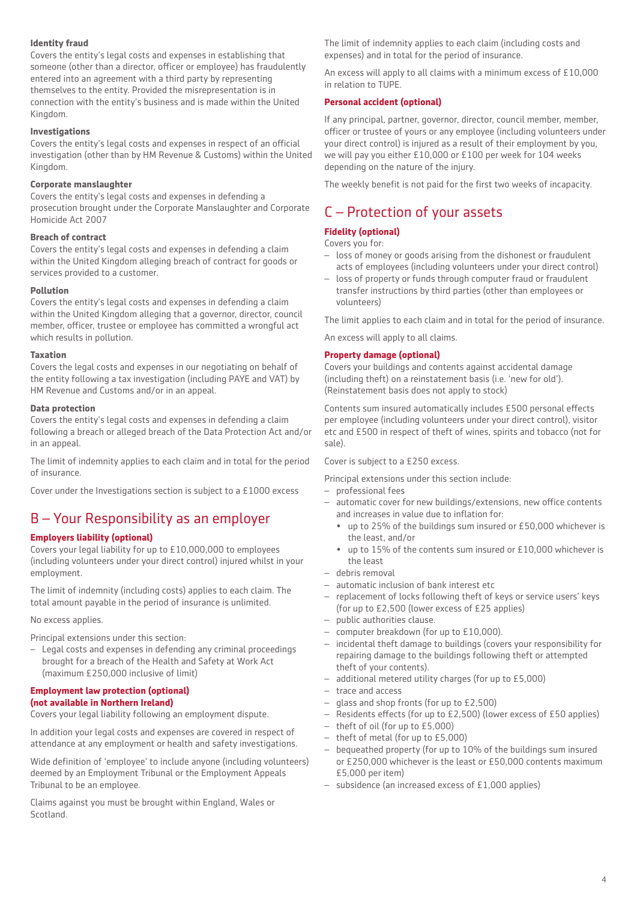### Identity fraud

Covers the entity's legal costs and expenses in establishing that someone (other than a director, officer or employee) has fraudulently entered into an agreement with a third party by representing themselves to the entity. Provided the misrepresentation is in connection with the entity's business and is made within the United Kingdom.

### Investigations

Covers the entity's legal costs and expenses in respect of an official investigation (other than by HM Revenue & Customs) within the United Kingdom.

### Corporate manslaughter

Covers the entity's legal costs and expenses in defending a prosecution brought under the Corporate Manslaughter and Corporate Homicide Act 2007

### Breach of contract

Covers the entity's legal costs and expenses in defending a claim within the United Kingdom alleging breach of contract for goods or services provided to a customer.

### Pollution

Covers the entity's legal costs and expenses in defending a claim within the United Kingdom alleging that a governor, director, council member, officer, trustee or employee has committed a wrongful act which results in pollution.

### Taxation

Covers the legal costs and expenses in our negotiating on behalf of the entity following a tax investigation (including PAYE and VAT) by HM Revenue and Customs and/or in an appeal.

### Data protection

Covers the entity's legal costs and expenses in defending a claim following a breach or alleged breach of the Data Protection Act and/or in an appeal.

The limit of indemnity applies to each claim and in total for the period of insurance.

Cover under the Investigations section is subject to a £1000 excess

## B – Your Responsibility as an employer

### Employers liability (optional)

Covers your legal liability for up to £10,000,000 to employees (including volunteers under your direct control) injured whilst in your employment.

The limit of indemnity (including costs) applies to each claim. The total amount payable in the period of insurance is unlimited.

No excess applies.

Principal extensions under this section:

- Legal costs and expenses in defending any criminal proceedings brought for a breach of the Health and Safety at Work Act (maximum £250,000 inclusive of limit)

### Employment law protection (optional) (not available in Northern Ireland)

Covers your legal liability following an employment dispute.

In addition your legal costs and expenses are covered in respect of attendance at any employment or health and safety investigations.

Wide definition of 'employee' to include anyone (including volunteers) deemed by an Employment Tribunal or the Employment Appeals Tribunal to be an employee.

Claims against you must be brought within England, Wales or Scotland.

The limit of indemnity applies to each claim (including costs and expenses) and in total for the period of insurance.

An excess will apply to all claims with a minimum excess of £10,000 in relation to TUPE.

### Personal accident (optional)

If any principal, partner, governor, director, council member, member, officer or trustee of yours or any employee (including volunteers under your direct control) is injured as a result of their employment by you, we will pay you either £10,000 or £100 per week for 104 weeks depending on the nature of the injury.

The weekly benefit is not paid for the first two weeks of incapacity.

## C – Protection of your assets

### Fidelity (optional)

Covers you for:

- loss of money or goods arising from the dishonest or fraudulent acts of employees (including volunteers under your direct control)
- loss of property or funds through computer fraud or fraudulent transfer instructions by third parties (other than employees or volunteers)

The limit applies to each claim and in total for the period of insurance.

An excess will apply to all claims.

### Property damage (optional)

Covers your buildings and contents against accidental damage (including theft) on a reinstatement basis (i.e. 'new for old'). (Reinstatement basis does not apply to stock)

Contents sum insured automatically includes £500 personal effects per employee (including volunteers under your direct control), visitor etc and £500 in respect of theft of wines, spirits and tobacco (not for sale).

Cover is subject to a £250 excess.

Principal extensions under this section include:

- professional fees
- automatic cover for new buildings/extensions, new office contents and increases in value due to inflation for:
  - up to 25% of the buildings sum insured or £50,000 whichever is the least, and/or
  - up to 15% of the contents sum insured or £10,000 whichever is the least
- debris removal
- automatic inclusion of bank interest etc
- replacement of locks following theft of keys or service users' keys (for up to £2,500 (lower excess of £25 applies)
- public authorities clause.
- computer breakdown (for up to £10,000).
- incidental theft damage to buildings (covers your responsibility for repairing damage to the buildings following theft or attempted theft of your contents).
- additional metered utility charges (for up to £5,000)
- trace and access
- glass and shop fronts (for up to £2,500)
- Residents effects (for up to £2,500) (lower excess of £50 applies)
- theft of oil (for up to £5,000)
- theft of metal (for up to £5,000)
- bequeathed property (for up to 10% of the buildings sum insured or £250,000 whichever is the least or £50,000 contents maximum £5,000 per item)
- subsidence (an increased excess of £1,000 applies)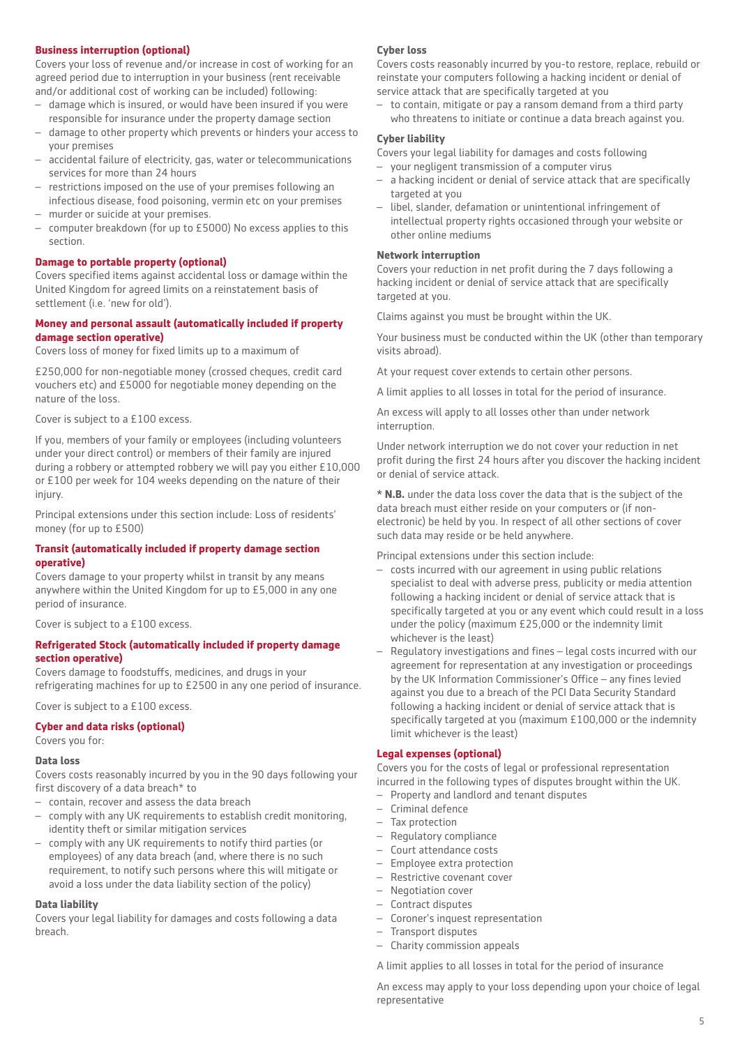### Business interruption (optional)

Covers your loss of revenue and/or increase in cost of working for an agreed period due to interruption in your business (rent receivable and/or additional cost of working can be included) following:

- damage which is insured, or would have been insured if you were responsible for insurance under the property damage section
- damage to other property which prevents or hinders your access to your premises
- accidental failure of electricity, gas, water or telecommunications services for more than 24 hours
- restrictions imposed on the use of your premises following an infectious disease, food poisoning, vermin etc on your premises
- murder or suicide at your premises.
- computer breakdown (for up to £5000) No excess applies to this section.

### Damage to portable property (optional)

Covers specified items against accidental loss or damage within the United Kingdom for agreed limits on a reinstatement basis of settlement (i.e. 'new for old').

### Money and personal assault (automatically included if property damage section operative)

Covers loss of money for fixed limits up to a maximum of

£250,000 for non-negotiable money (crossed cheques, credit card vouchers etc) and £5000 for negotiable money depending on the nature of the loss.

Cover is subject to a £100 excess.

If you, members of your family or employees (including volunteers under your direct control) or members of their family are injured during a robbery or attempted robbery we will pay you either £10,000 or £100 per week for 104 weeks depending on the nature of their injury.

Principal extensions under this section include: Loss of residents' money (for up to £500)

### Transit (automatically included if property damage section operative)

Covers damage to your property whilst in transit by any means anywhere within the United Kingdom for up to £5,000 in any one period of insurance.

Cover is subject to a £100 excess.

### Refrigerated Stock (automatically included if property damage section operative)

Covers damage to foodstuffs, medicines, and drugs in your refrigerating machines for up to £2500 in any one period of insurance.

Cover is subject to a £100 excess.

### Cyber and data risks (optional)

Covers you for:

**Data loss**

Covers costs reasonably incurred by you in the 90 days following your first discovery of a data breach* to

- contain, recover and assess the data breach
- comply with any UK requirements to establish credit monitoring, identity theft or similar mitigation services
- comply with any UK requirements to notify third parties (or employees) of any data breach (and, where there is no such requirement, to notify such persons where this will mitigate or avoid a loss under the data liability section of the policy)

**Data liability**

Covers your legal liability for damages and costs following a data breach.

**Cyber loss**

Covers costs reasonably incurred by you-to restore, replace, rebuild or reinstate your computers following a hacking incident or denial of service attack that are specifically targeted at you

- to contain, mitigate or pay a ransom demand from a third party who threatens to initiate or continue a data breach against you.

**Cyber liability**

Covers your legal liability for damages and costs following

- your negligent transmission of a computer virus
- a hacking incident or denial of service attack that are specifically targeted at you
- libel, slander, defamation or unintentional infringement of intellectual property rights occasioned through your website or other online mediums

**Network interruption**

Covers your reduction in net profit during the 7 days following a hacking incident or denial of service attack that are specifically targeted at you.

Claims against you must be brought within the UK.

Your business must be conducted within the UK (other than temporary visits abroad).

At your request cover extends to certain other persons.

A limit applies to all losses in total for the period of insurance.

An excess will apply to all losses other than under network interruption.

Under network interruption we do not cover your reduction in net profit during the first 24 hours after you discover the hacking incident or denial of service attack.

* **N.B.** under the data loss cover the data that is the subject of the data breach must either reside on your computers or (if non-electronic) be held by you. In respect of all other sections of cover such data may reside or be held anywhere.

Principal extensions under this section include:

- costs incurred with our agreement in using public relations specialist to deal with adverse press, publicity or media attention following a hacking incident or denial of service attack that is specifically targeted at you or any event which could result in a loss under the policy (maximum £25,000 or the indemnity limit whichever is the least)
- Regulatory investigations and fines – legal costs incurred with our agreement for representation at any investigation or proceedings by the UK Information Commissioner's Office – any fines levied against you due to a breach of the PCI Data Security Standard following a hacking incident or denial of service attack that is specifically targeted at you (maximum £100,000 or the indemnity limit whichever is the least)

### Legal expenses (optional)

Covers you for the costs of legal or professional representation incurred in the following types of disputes brought within the UK.

- Property and landlord and tenant disputes
- Criminal defence
- Tax protection
- Regulatory compliance
- Court attendance costs
- Employee extra protection
- Restrictive covenant cover
- Negotiation cover
- Contract disputes
- Coroner's inquest representation
- Transport disputes
- Charity commission appeals

A limit applies to all losses in total for the period of insurance

An excess may apply to your loss depending upon your choice of legal representative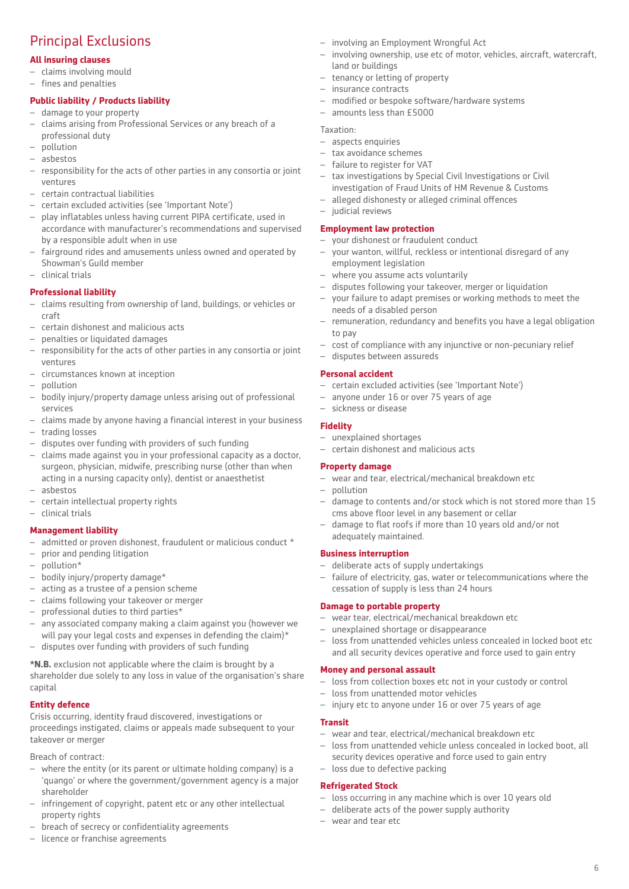# Principal Exclusions

### All insuring clauses

- claims involving mould
- fines and penalties

### Public liability / Products liability

- damage to your property
- claims arising from Professional Services or any breach of a professional duty
- pollution
- asbestos
- responsibility for the acts of other parties in any consortia or joint ventures
- certain contractual liabilities
- certain excluded activities (see 'Important Note')
- play inflatables unless having current PIPA certificate, used in accordance with manufacturer's recommendations and supervised by a responsible adult when in use
- fairground rides and amusements unless owned and operated by Showman's Guild member
- clinical trials

### Professional liability

- claims resulting from ownership of land, buildings, or vehicles or craft
- certain dishonest and malicious acts
- penalties or liquidated damages
- responsibility for the acts of other parties in any consortia or joint ventures
- circumstances known at inception
- pollution
- bodily injury/property damage unless arising out of professional services
- claims made by anyone having a financial interest in your business
- trading losses
- disputes over funding with providers of such funding
- claims made against you in your professional capacity as a doctor, surgeon, physician, midwife, prescribing nurse (other than when acting in a nursing capacity only), dentist or anaesthetist
- asbestos
- certain intellectual property rights
- clinical trials

### Management liability

- admitted or proven dishonest, fraudulent or malicious conduct *
- prior and pending litigation
- pollution*
- bodily injury/property damage*
- acting as a trustee of a pension scheme
- claims following your takeover or merger
- professional duties to third parties*
- any associated company making a claim against you (however we will pay your legal costs and expenses in defending the claim)*
- disputes over funding with providers of such funding

***N.B.** exclusion not applicable where the claim is brought by a shareholder due solely to any loss in value of the organisation's share capital

### Entity defence

Crisis occurring, identity fraud discovered, investigations or proceedings instigated, claims or appeals made subsequent to your takeover or merger

Breach of contract:

- where the entity (or its parent or ultimate holding company) is a 'quango' or where the government/government agency is a major shareholder
- infringement of copyright, patent etc or any other intellectual property rights
- breach of secrecy or confidentiality agreements
- licence or franchise agreements
- involving an Employment Wrongful Act
- involving ownership, use etc of motor, vehicles, aircraft, watercraft, land or buildings
- tenancy or letting of property
- insurance contracts
- modified or bespoke software/hardware systems
- amounts less than £5000

Taxation:

- aspects enquiries
- tax avoidance schemes
- failure to register for VAT
- tax investigations by Special Civil Investigations or Civil investigation of Fraud Units of HM Revenue & Customs
- alleged dishonesty or alleged criminal offences
- judicial reviews

### Employment law protection

- your dishonest or fraudulent conduct
- your wanton, willful, reckless or intentional disregard of any employment legislation
- where you assume acts voluntarily
- disputes following your takeover, merger or liquidation
- your failure to adapt premises or working methods to meet the needs of a disabled person
- remuneration, redundancy and benefits you have a legal obligation to pay
- cost of compliance with any injunctive or non-pecuniary relief
- disputes between assureds

### Personal accident

- certain excluded activities (see 'Important Note')
- anyone under 16 or over 75 years of age
- sickness or disease

### Fidelity

- unexplained shortages
- certain dishonest and malicious acts

### Property damage

- wear and tear, electrical/mechanical breakdown etc
- pollution
- damage to contents and/or stock which is not stored more than 15 cms above floor level in any basement or cellar
- damage to flat roofs if more than 10 years old and/or not adequately maintained.

### Business interruption

- deliberate acts of supply undertakings
- failure of electricity, gas, water or telecommunications where the cessation of supply is less than 24 hours

### Damage to portable property

- wear tear, electrical/mechanical breakdown etc
- unexplained shortage or disappearance
- loss from unattended vehicles unless concealed in locked boot etc and all security devices operative and force used to gain entry

### Money and personal assault

- loss from collection boxes etc not in your custody or control
- loss from unattended motor vehicles
- injury etc to anyone under 16 or over 75 years of age

### Transit

- wear and tear, electrical/mechanical breakdown etc
- loss from unattended vehicle unless concealed in locked boot, all security devices operative and force used to gain entry
- loss due to defective packing

### Refrigerated Stock

- loss occurring in any machine which is over 10 years old
- deliberate acts of the power supply authority
- wear and tear etc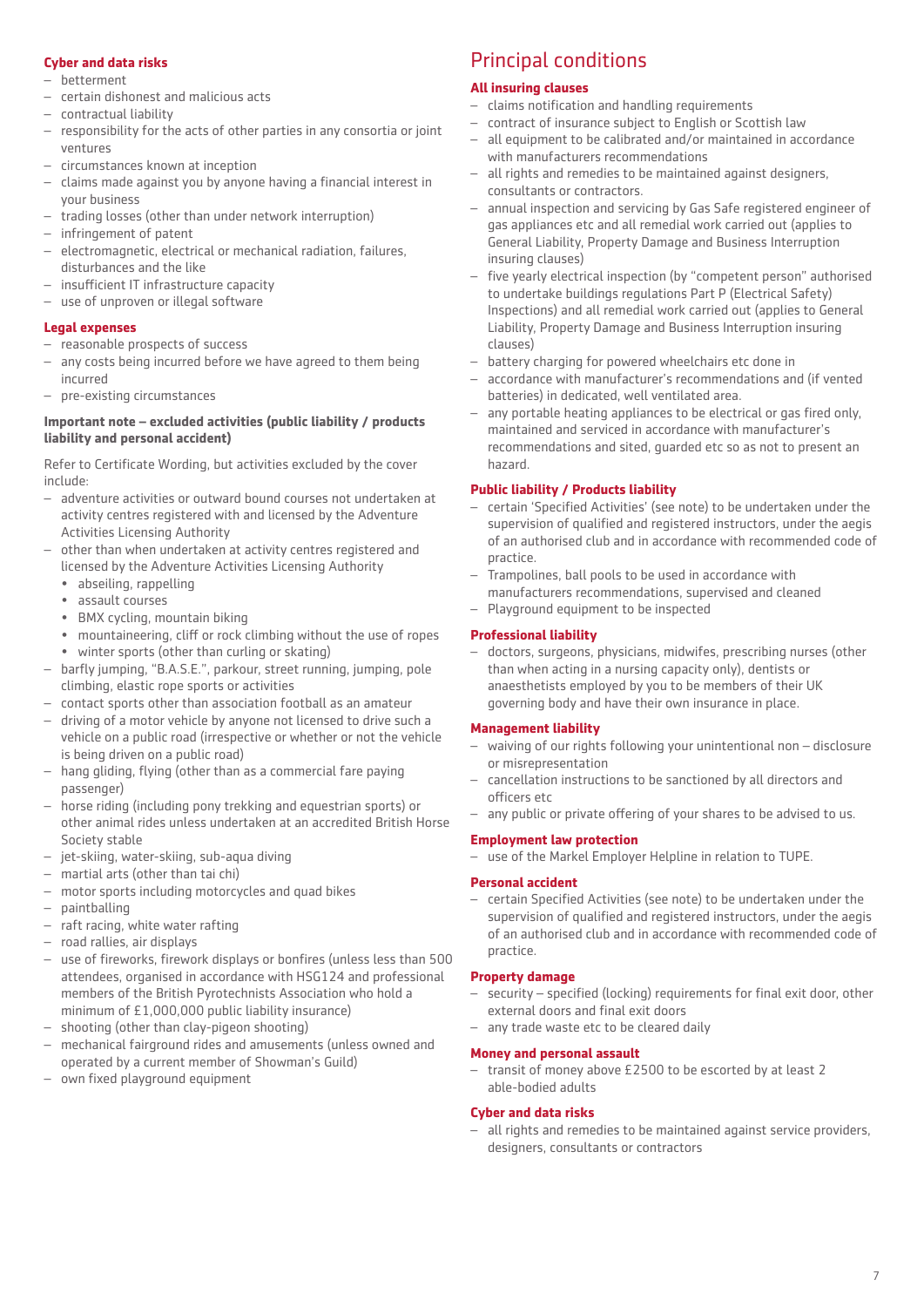**Cyber and data risks**

- betterment
- certain dishonest and malicious acts
- contractual liability
- responsibility for the acts of other parties in any consortia or joint ventures
- circumstances known at inception
- claims made against you by anyone having a financial interest in your business
- trading losses (other than under network interruption)
- infringement of patent
- electromagnetic, electrical or mechanical radiation, failures, disturbances and the like
- insufficient IT infrastructure capacity
- use of unproven or illegal software

**Legal expenses**

- reasonable prospects of success
- any costs being incurred before we have agreed to them being incurred
- pre-existing circumstances

**Important note – excluded activities (public liability / products liability and personal accident)**

Refer to Certificate Wording, but activities excluded by the cover include:

- adventure activities or outward bound courses not undertaken at activity centres registered with and licensed by the Adventure Activities Licensing Authority
- other than when undertaken at activity centres registered and licensed by the Adventure Activities Licensing Authority
  - abseiling, rappelling
  - assault courses
  - BMX cycling, mountain biking
  - mountaineering, cliff or rock climbing without the use of ropes
  - winter sports (other than curling or skating)
- barfly jumping, "B.A.S.E.", parkour, street running, jumping, pole climbing, elastic rope sports or activities
- contact sports other than association football as an amateur
- driving of a motor vehicle by anyone not licensed to drive such a vehicle on a public road (irrespective or whether or not the vehicle is being driven on a public road)
- hang gliding, flying (other than as a commercial fare paying passenger)
- horse riding (including pony trekking and equestrian sports) or other animal rides unless undertaken at an accredited British Horse Society stable
- jet-skiing, water-skiing, sub-aqua diving
- martial arts (other than tai chi)
- motor sports including motorcycles and quad bikes
- paintballing
- raft racing, white water rafting
- road rallies, air displays
- use of fireworks, firework displays or bonfires (unless less than 500 attendees, organised in accordance with HSG124 and professional members of the British Pyrotechnists Association who hold a minimum of £1,000,000 public liability insurance)
- shooting (other than clay-pigeon shooting)
- mechanical fairground rides and amusements (unless owned and operated by a current member of Showman's Guild)
- own fixed playground equipment

# Principal conditions

**All insuring clauses**

- claims notification and handling requirements
- contract of insurance subject to English or Scottish law
- all equipment to be calibrated and/or maintained in accordance with manufacturers recommendations
- all rights and remedies to be maintained against designers, consultants or contractors.
- annual inspection and servicing by Gas Safe registered engineer of gas appliances etc and all remedial work carried out (applies to General Liability, Property Damage and Business Interruption insuring clauses)
- five yearly electrical inspection (by "competent person" authorised to undertake buildings regulations Part P (Electrical Safety) Inspections) and all remedial work carried out (applies to General Liability, Property Damage and Business Interruption insuring clauses)
- battery charging for powered wheelchairs etc done in
- accordance with manufacturer's recommendations and (if vented batteries) in dedicated, well ventilated area.
- any portable heating appliances to be electrical or gas fired only, maintained and serviced in accordance with manufacturer's recommendations and sited, guarded etc so as not to present an hazard.

**Public liability / Products liability**

- certain 'Specified Activities' (see note) to be undertaken under the supervision of qualified and registered instructors, under the aegis of an authorised club and in accordance with recommended code of practice.
- Trampolines, ball pools to be used in accordance with manufacturers recommendations, supervised and cleaned
- Playground equipment to be inspected

**Professional liability**

- doctors, surgeons, physicians, midwifes, prescribing nurses (other than when acting in a nursing capacity only), dentists or anaesthetists employed by you to be members of their UK governing body and have their own insurance in place.

**Management liability**

- waiving of our rights following your unintentional non – disclosure or misrepresentation
- cancellation instructions to be sanctioned by all directors and officers etc
- any public or private offering of your shares to be advised to us.

**Employment law protection**

- use of the Markel Employer Helpline in relation to TUPE.

**Personal accident**

- certain Specified Activities (see note) to be undertaken under the supervision of qualified and registered instructors, under the aegis of an authorised club and in accordance with recommended code of practice.

**Property damage**

- security – specified (locking) requirements for final exit door, other external doors and final exit doors
- any trade waste etc to be cleared daily

**Money and personal assault**

- transit of money above £2500 to be escorted by at least 2 able-bodied adults

**Cyber and data risks**

- all rights and remedies to be maintained against service providers, designers, consultants or contractors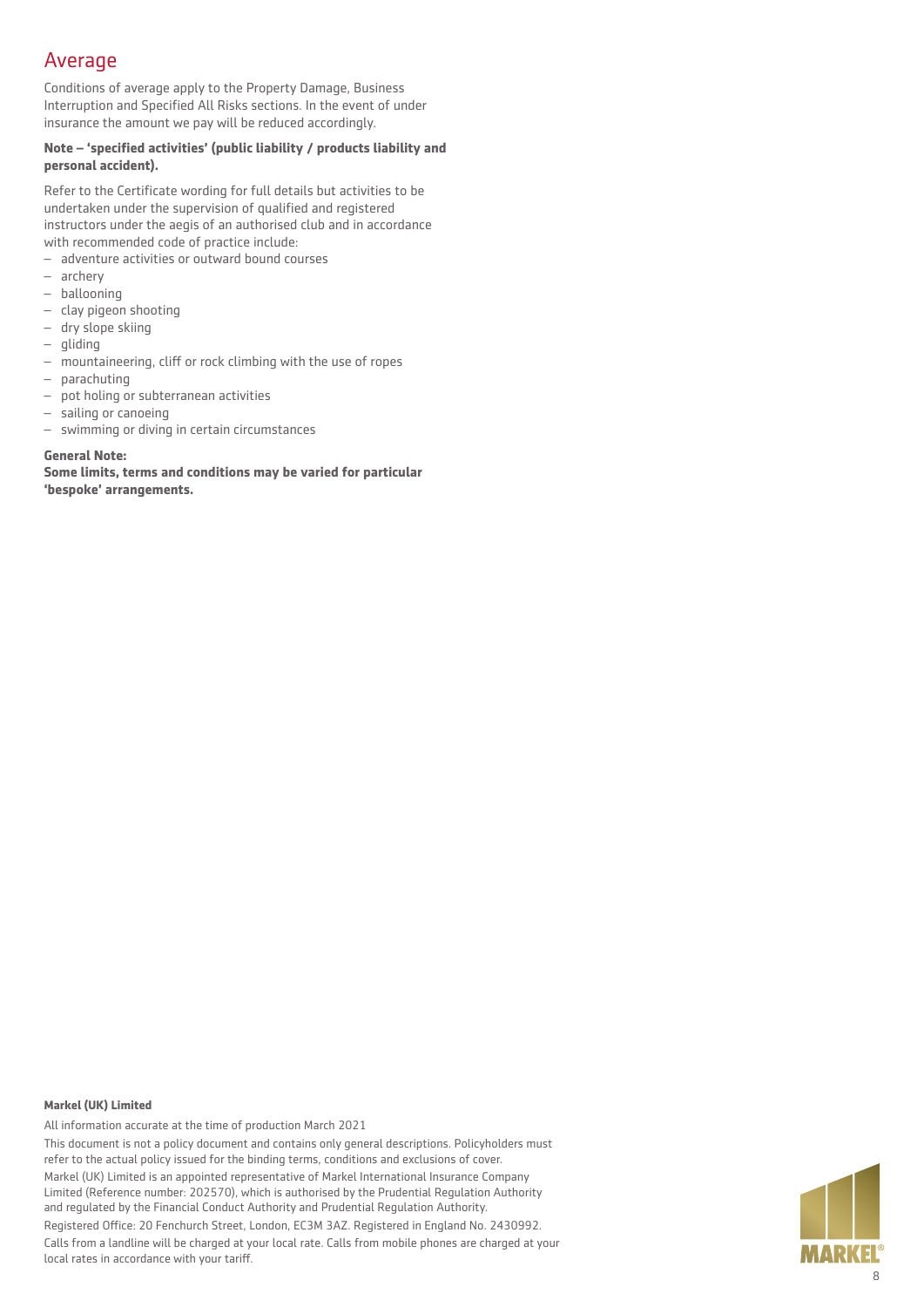## Average

Conditions of average apply to the Property Damage, Business Interruption and Specified All Risks sections. In the event of under insurance the amount we pay will be reduced accordingly.

**Note – 'specified activities' (public liability / products liability and personal accident).**

Refer to the Certificate wording for full details but activities to be undertaken under the supervision of qualified and registered instructors under the aegis of an authorised club and in accordance with recommended code of practice include:

- adventure activities or outward bound courses
- archery
- ballooning
- clay pigeon shooting
- dry slope skiing
- gliding
- mountaineering, cliff or rock climbing with the use of ropes
- parachuting
- pot holing or subterranean activities
- sailing or canoeing
- swimming or diving in certain circumstances

**General Note:**
**Some limits, terms and conditions may be varied for particular 'bespoke' arrangements.**

**Markel (UK) Limited**

All information accurate at the time of production March 2021

This document is not a policy document and contains only general descriptions. Policyholders must refer to the actual policy issued for the binding terms, conditions and exclusions of cover.

Markel (UK) Limited is an appointed representative of Markel International Insurance Company Limited (Reference number: 202570), which is authorised by the Prudential Regulation Authority and regulated by the Financial Conduct Authority and Prudential Regulation Authority.

Registered Office: 20 Fenchurch Street, London, EC3M 3AZ. Registered in England No. 2430992.

Calls from a landline will be charged at your local rate. Calls from mobile phones are charged at your local rates in accordance with your tariff.